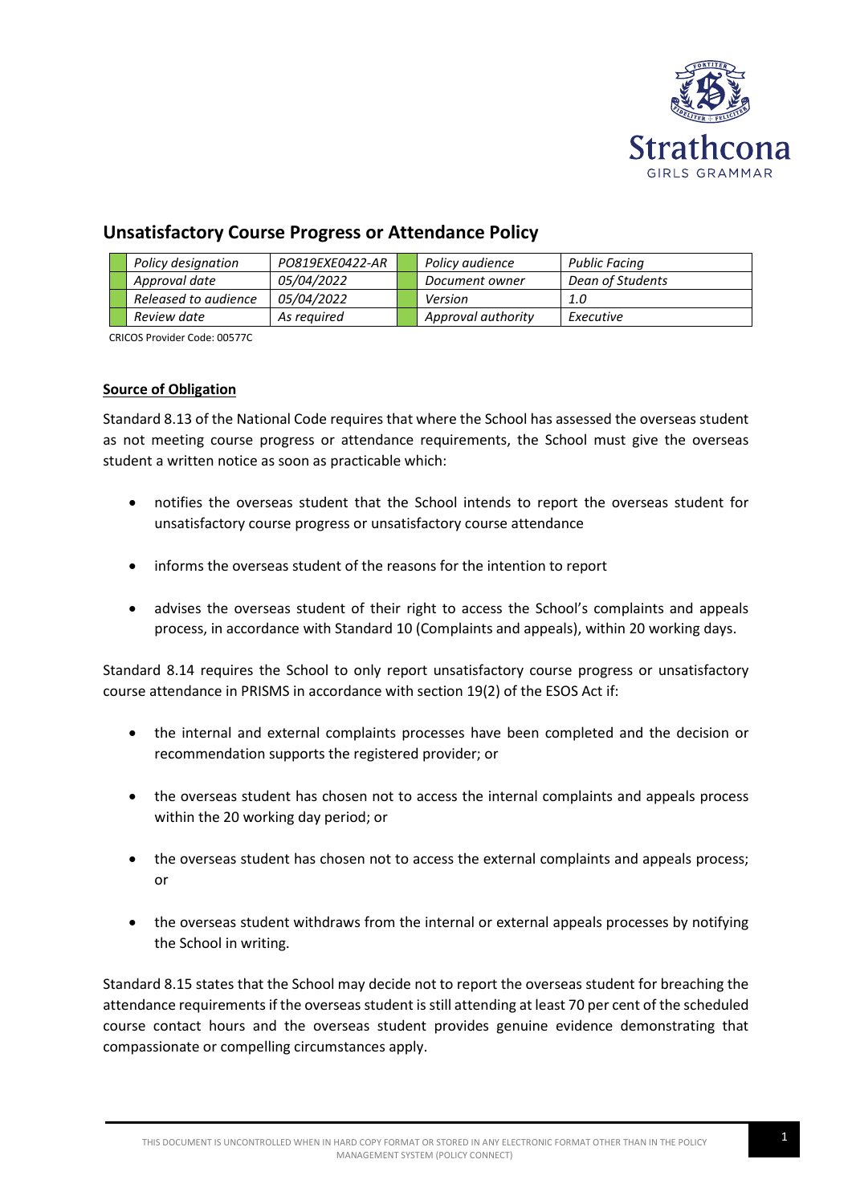Strathcona
GIRLS GRAMMAR

# Unsatisfactory Course Progress or Attendance Policy

| | | | | | |
|---|---|---|---|---|---|
| | *Policy designation* | *PO819EXE0422-AR* | | *Policy audience* | *Public Facing* |
| | *Approval date* | *05/04/2022* | | *Document owner* | *Dean of Students* |
| | *Released to audience* | *05/04/2022* | | *Version* | *1.0* |
| | *Review date* | *As required* | | *Approval authority* | *Executive* |

CRICOS Provider Code: 00577C

**Source of Obligation**

Standard 8.13 of the National Code requires that where the School has assessed the overseas student as not meeting course progress or attendance requirements, the School must give the overseas student a written notice as soon as practicable which:

- notifies the overseas student that the School intends to report the overseas student for unsatisfactory course progress or unsatisfactory course attendance
- informs the overseas student of the reasons for the intention to report
- advises the overseas student of their right to access the School's complaints and appeals process, in accordance with Standard 10 (Complaints and appeals), within 20 working days.

Standard 8.14 requires the School to only report unsatisfactory course progress or unsatisfactory course attendance in PRISMS in accordance with section 19(2) of the ESOS Act if:

- the internal and external complaints processes have been completed and the decision or recommendation supports the registered provider; or
- the overseas student has chosen not to access the internal complaints and appeals process within the 20 working day period; or
- the overseas student has chosen not to access the external complaints and appeals process; or
- the overseas student withdraws from the internal or external appeals processes by notifying the School in writing.

Standard 8.15 states that the School may decide not to report the overseas student for breaching the attendance requirements if the overseas student is still attending at least 70 per cent of the scheduled course contact hours and the overseas student provides genuine evidence demonstrating that compassionate or compelling circumstances apply.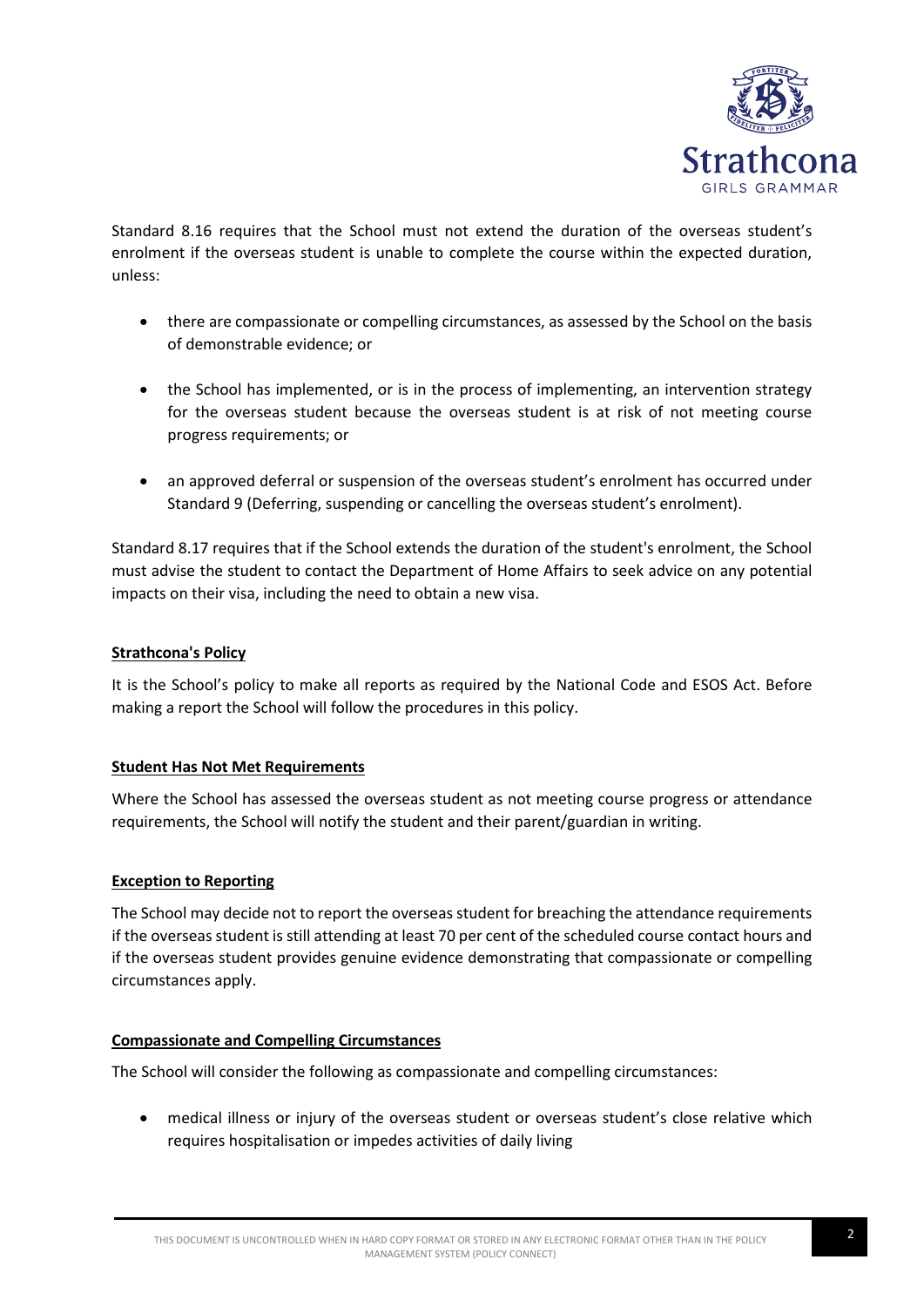Standard 8.16 requires that the School must not extend the duration of the overseas student's enrolment if the overseas student is unable to complete the course within the expected duration, unless:

- there are compassionate or compelling circumstances, as assessed by the School on the basis of demonstrable evidence; or
- the School has implemented, or is in the process of implementing, an intervention strategy for the overseas student because the overseas student is at risk of not meeting course progress requirements; or
- an approved deferral or suspension of the overseas student's enrolment has occurred under Standard 9 (Deferring, suspending or cancelling the overseas student's enrolment).

Standard 8.17 requires that if the School extends the duration of the student's enrolment, the School must advise the student to contact the Department of Home Affairs to seek advice on any potential impacts on their visa, including the need to obtain a new visa.

## Strathcona's Policy

It is the School's policy to make all reports as required by the National Code and ESOS Act. Before making a report the School will follow the procedures in this policy.

## Student Has Not Met Requirements

Where the School has assessed the overseas student as not meeting course progress or attendance requirements, the School will notify the student and their parent/guardian in writing.

## Exception to Reporting

The School may decide not to report the overseas student for breaching the attendance requirements if the overseas student is still attending at least 70 per cent of the scheduled course contact hours and if the overseas student provides genuine evidence demonstrating that compassionate or compelling circumstances apply.

## Compassionate and Compelling Circumstances

The School will consider the following as compassionate and compelling circumstances:

- medical illness or injury of the overseas student or overseas student's close relative which requires hospitalisation or impedes activities of daily living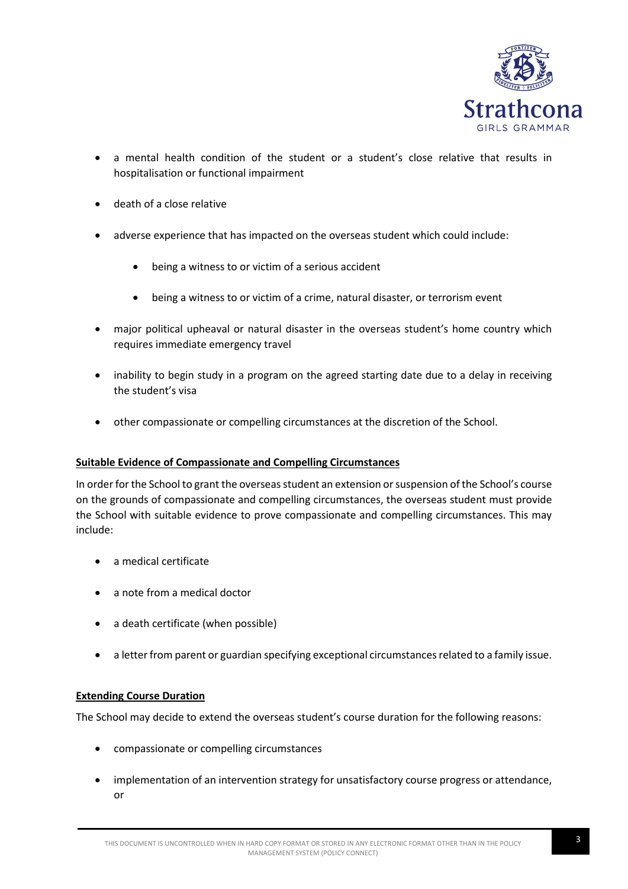- a mental health condition of the student or a student's close relative that results in hospitalisation or functional impairment
- death of a close relative
- adverse experience that has impacted on the overseas student which could include:
  - being a witness to or victim of a serious accident
  - being a witness to or victim of a crime, natural disaster, or terrorism event
- major political upheaval or natural disaster in the overseas student's home country which requires immediate emergency travel
- inability to begin study in a program on the agreed starting date due to a delay in receiving the student's visa
- other compassionate or compelling circumstances at the discretion of the School.

**Suitable Evidence of Compassionate and Compelling Circumstances**

In order for the School to grant the overseas student an extension or suspension of the School's course on the grounds of compassionate and compelling circumstances, the overseas student must provide the School with suitable evidence to prove compassionate and compelling circumstances. This may include:

- a medical certificate
- a note from a medical doctor
- a death certificate (when possible)
- a letter from parent or guardian specifying exceptional circumstances related to a family issue.

**Extending Course Duration**

The School may decide to extend the overseas student's course duration for the following reasons:

- compassionate or compelling circumstances
- implementation of an intervention strategy for unsatisfactory course progress or attendance, or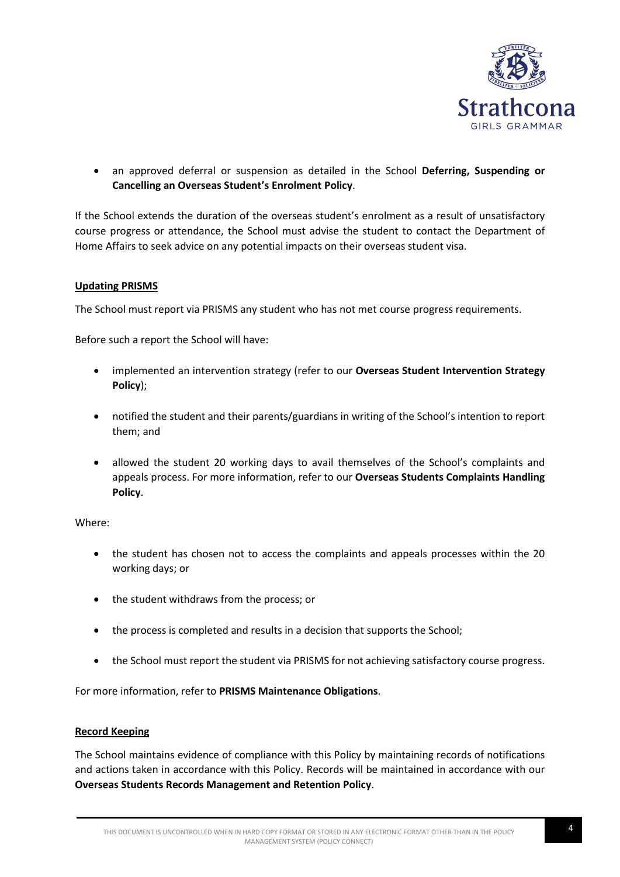- an approved deferral or suspension as detailed in the School **Deferring, Suspending or Cancelling an Overseas Student's Enrolment Policy**.

If the School extends the duration of the overseas student's enrolment as a result of unsatisfactory course progress or attendance, the School must advise the student to contact the Department of Home Affairs to seek advice on any potential impacts on their overseas student visa.

**Updating PRISMS**

The School must report via PRISMS any student who has not met course progress requirements.

Before such a report the School will have:

- implemented an intervention strategy (refer to our **Overseas Student Intervention Strategy Policy**);
- notified the student and their parents/guardians in writing of the School's intention to report them; and
- allowed the student 20 working days to avail themselves of the School's complaints and appeals process. For more information, refer to our **Overseas Students Complaints Handling Policy**.

Where:

- the student has chosen not to access the complaints and appeals processes within the 20 working days; or
- the student withdraws from the process; or
- the process is completed and results in a decision that supports the School;
- the School must report the student via PRISMS for not achieving satisfactory course progress.

For more information, refer to **PRISMS Maintenance Obligations**.

**Record Keeping**

The School maintains evidence of compliance with this Policy by maintaining records of notifications and actions taken in accordance with this Policy. Records will be maintained in accordance with our **Overseas Students Records Management and Retention Policy**.